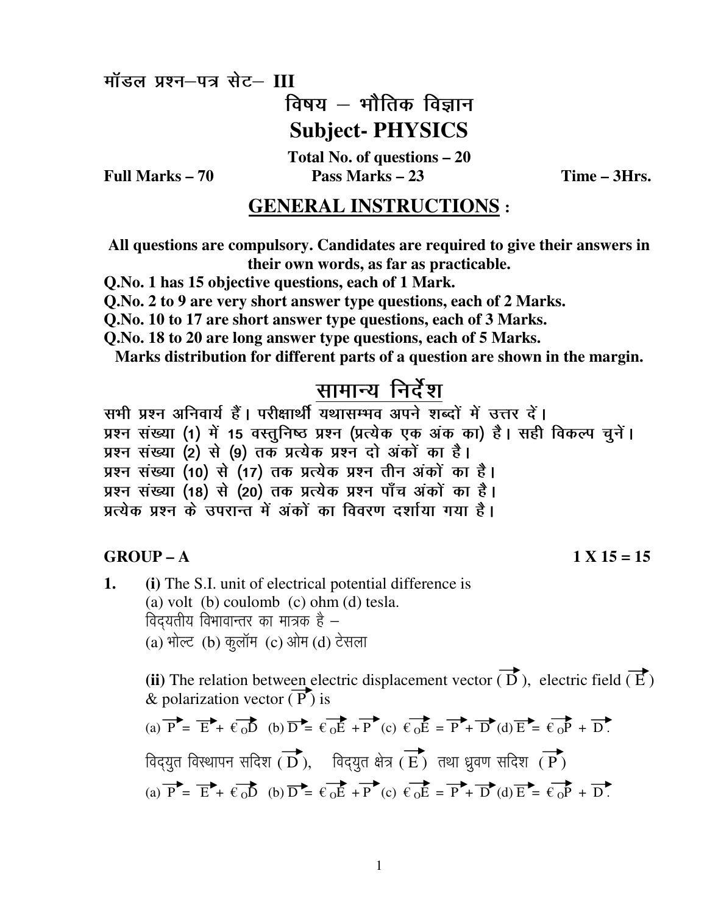मॉडल प्रश्न–पत्र सेट– III

# विषय – भौतिक विज्ञान

# Subject- PHYSICS

**Total No. of questions – 20**

**Full Marks – 70** **Pass Marks – 23** **Time – 3Hrs.**

## GENERAL INSTRUCTIONS :

**All questions are compulsory. Candidates are required to give their answers in their own words, as far as practicable.**

**Q.No. 1 has 15 objective questions, each of 1 Mark.**

**Q.No. 2 to 9 are very short answer type questions, each of 2 Marks.**

**Q.No. 10 to 17 are short answer type questions, each of 3 Marks.**

**Q.No. 18 to 20 are long answer type questions, each of 5 Marks.**

**Marks distribution for different parts of a question are shown in the margin.**

## सामान्य निर्देश

सभी प्रश्न अनिवार्य हैं। परीक्षार्थी यथासम्भव अपने शब्दों में उत्तर दें।
प्रश्न संख्या (1) में 15 वस्तुनिष्ठ प्रश्न (प्रत्येक एक अंक का) है। सही विकल्प चुनें।
प्रश्न संख्या (2) से (9) तक प्रत्येक प्रश्न दो अंकों का है।
प्रश्न संख्या (10) से (17) तक प्रत्येक प्रश्न तीन अंकों का है।
प्रश्न संख्या (18) से (20) तक प्रत्येक प्रश्न पाँच अंकों का है।
प्रत्येक प्रश्न के उपरान्त में अंकों का विवरण दर्शाया गया है।

**GROUP – A** **1 X 15 = 15**

**1.** **(i)** The S.I. unit of electrical potential difference is
(a) volt (b) coulomb (c) ohm (d) tesla.
विद्युतीय विभावान्तर का मात्रक है –
(a) भोल्ट (b) कुलॉम (c) ओम (d) टेसला

**(ii)** The relation between electric displacement vector ($\vec{D}$), electric field ($\vec{E}$) & polarization vector ($\vec{P}$) is

(a) $\vec{P} = \vec{E} + \epsilon_0\vec{D}$ (b) $\vec{D} = \epsilon_0\vec{E} + \vec{P}$ (c) $\epsilon_0\vec{E} = \vec{P} + \vec{D}$ (d) $\vec{E} = \epsilon_0\vec{P} + \vec{D}$.

विद्युत विस्थापन सदिश ($\vec{D}$), विद्युत क्षेत्र ($\vec{E}$) तथा ध्रुवण सदिश ($\vec{P}$)

(a) $\vec{P} = \vec{E} + \epsilon_0\vec{D}$ (b) $\vec{D} = \epsilon_0\vec{E} + \vec{P}$ (c) $\epsilon_0\vec{E} = \vec{P} + \vec{D}$ (d) $\vec{E} = \epsilon_0\vec{P} + \vec{D}$.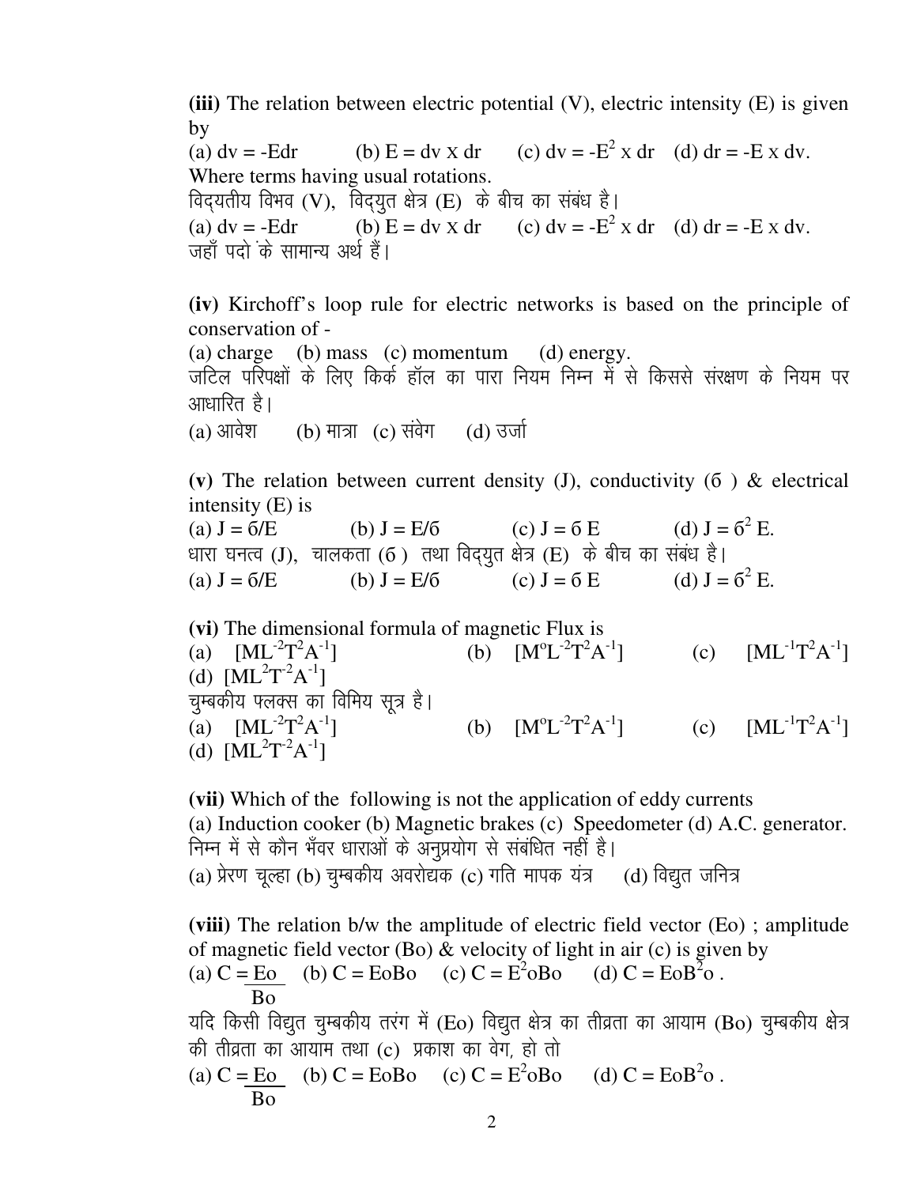**(iii)** The relation between electric potential (V), electric intensity (E) is given by

(a) $dv = -Edr$ (b) $E = dv \times dr$ (c) $dv = -E^2 \times dr$ (d) $dr = -E \times dv$.

Where terms having usual rotations.

विद्यतीय विभव (V), विद्युत क्षेत्र (E) के बीच का संबंध है।

(a) $dv = -Edr$ (b) $E = dv \times dr$ (c) $dv = -E^2 \times dr$ (d) $dr = -E \times dv$.

जहाँ पदो ंके सामान्य अर्थ हैं।

**(iv)** Kirchoff's loop rule for electric networks is based on the principle of conservation of -

(a) charge (b) mass (c) momentum (d) energy.

जटिल परिपक्षों के लिए किर्क हॉल का पारा नियम निम्न में से किससे संरक्षण के नियम पर आधारित है।

(a) आवेश (b) मात्रा (c) संवेग (d) उर्जा

**(v)** The relation between current density (J), conductivity (б ) & electrical intensity (E) is

(a) $J = б/E$ (b) $J = E/б$ (c) $J = б\,E$ (d) $J = б^2\,E$.

धारा घनत्व (J), चालकता (б ) तथा विद्युत क्षेत्र (E) के बीच का संबंध है।

(a) $J = б/E$ (b) $J = E/б$ (c) $J = б\,E$ (d) $J = б^2\,E$.

**(vi)** The dimensional formula of magnetic Flux is

(a) $[ML^{-2}T^{2}A^{-1}]$ (b) $[M^{o}L^{-2}T^{2}A^{-1}]$ (c) $[ML^{-1}T^{2}A^{-1}]$
(d) $[ML^{2}T^{-2}A^{-1}]$

चुम्बकीय फ्लक्स का विमिय सूत्र है।

(a) $[ML^{-2}T^{2}A^{-1}]$ (b) $[M^{o}L^{-2}T^{2}A^{-1}]$ (c) $[ML^{-1}T^{2}A^{-1}]$
(d) $[ML^{2}T^{-2}A^{-1}]$

**(vii)** Which of the following is not the application of eddy currents

(a) Induction cooker (b) Magnetic brakes (c) Speedometer (d) A.C. generator.

निम्न में से कौन भँवर धाराओं के अनुप्रयोग से संबंधित नहीं है।

(a) प्रेरण चूल्हा (b) चुम्बकीय अवरोद्यक (c) गति मापक यंत्र (d) विद्युत जनित्र

**(viii)** The relation b/w the amplitude of electric field vector (Eo) ; amplitude of magnetic field vector (Bo) & velocity of light in air (c) is given by

(a) $C = \frac{Eo}{Bo}$ (b) $C = EoBo$ (c) $C = E^2oBo$ (d) $C = EoB^2o$ .

यदि किसी विद्युत चुम्बकीय तरंग में (Eo) विद्युत क्षेत्र का तीव्रता का आयाम (Bo) चुम्बकीय क्षेत्र की तीव्रता का आयाम तथा (c) प्रकाश का वेग, हो तो

(a) $C = \frac{Eo}{Bo}$ (b) $C = EoBo$ (c) $C = E^2oBo$ (d) $C = EoB^2o$ .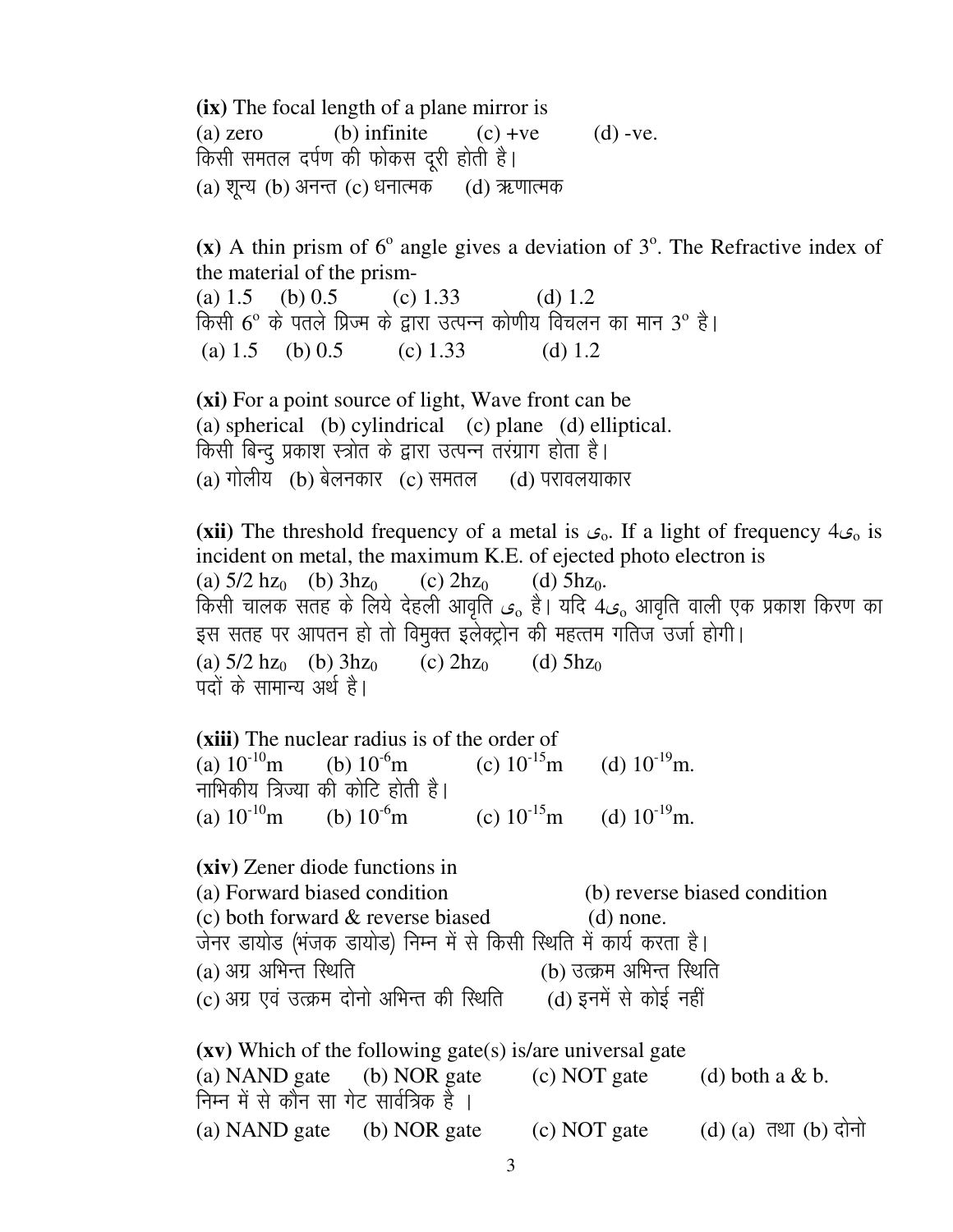**(ix)** The focal length of a plane mirror is

(a) zero (b) infinite (c) +ve (d) -ve.

किसी समतल दर्पण की फोकस दूरी होती है।

(a) शून्य (b) अनन्त (c) धनात्मक (d) ऋणात्मक

**(x)** A thin prism of $6^o$ angle gives a deviation of $3^o$. The Refractive index of the material of the prism-

(a) 1.5 (b) 0.5 (c) 1.33 (d) 1.2

किसी $6^o$ के पतले प्रिज्म के द्वारा उत्पन्न कोणीय विचलन का मान $3^o$ है।

(a) 1.5 (b) 0.5 (c) 1.33 (d) 1.2

**(xi)** For a point source of light, Wave front can be

(a) spherical (b) cylindrical (c) plane (d) elliptical.

किसी बिन्दु प्रकाश स्त्रोत के द्वारा उत्पन्न तरंग्राग होता है।

(a) गोलीय (b) बेलनकार (c) समतल (d) परावलयाकार

**(xii)** The threshold frequency of a metal is $\upsilon_o$. If a light of frequency $4\upsilon_o$ is incident on metal, the maximum K.E. of ejected photo electron is

(a) $5/2\ hz_0$ (b) $3hz_0$ (c) $2hz_0$ (d) $5hz_0$.

किसी चालक सतह के लिये देहली आवृति $\upsilon_o$ है। यदि $4\upsilon_o$ आवृति वाली एक प्रकाश किरण का इस सतह पर आपतन हो तो विमुक्त इलेक्ट्रोन की महत्तम गतिज उर्जा होगी।

(a) $5/2\ hz_0$ (b) $3hz_0$ (c) $2hz_0$ (d) $5hz_0$

पदों के सामान्य अर्थ है।

**(xiii)** The nuclear radius is of the order of

(a) $10^{-10}$m (b) $10^{-6}$m (c) $10^{-15}$m (d) $10^{-19}$m.

नाभिकीय त्रिज्या की कोटि होती है।

(a) $10^{-10}$m (b) $10^{-6}$m (c) $10^{-15}$m (d) $10^{-19}$m.

**(xiv)** Zener diode functions in

(a) Forward biased condition (b) reverse biased condition

(c) both forward & reverse biased (d) none.

जेनर डायोड (भंजक डायोड) निम्न में से किसी स्थिति में कार्य करता है।

(a) अग्र अभिन्त स्थिति (b) उत्क्रम अभिन्त स्थिति

(c) अग्र एवं उत्क्रम दोनो अभिन्त की स्थिति (d) इनमें से कोई नहीं

**(xv)** Which of the following gate(s) is/are universal gate

(a) NAND gate (b) NOR gate (c) NOT gate (d) both a & b.

निम्न में से कौन सा गेट सार्वत्रिक है ।

(a) NAND gate (b) NOR gate (c) NOT gate (d) (a) तथा (b) दोनो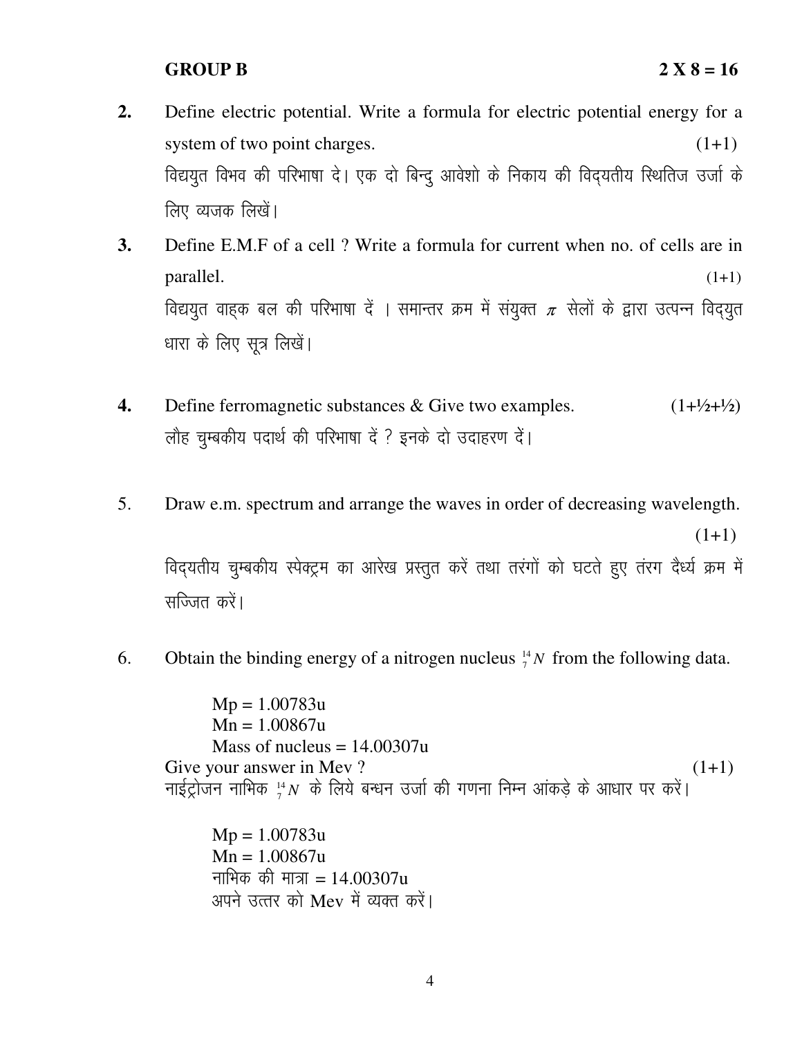**GROUP B** **2 X 8 = 16**

**2.** Define electric potential. Write a formula for electric potential energy for a system of two point charges. (1+1)

विद्ययुत विभव की परिभाषा दे। एक दो बिन्दु आवेशो के निकाय की विद्‌यतीय स्थितिज उर्जा के लिए व्यजक लिखें।

**3.** Define E.M.F of a cell ? Write a formula for current when no. of cells are in parallel. (1+1)

विद्ययुत वाहक बल की परिभाषा दें । समान्तर क्रम में संयुक्त $\pi$ सेलों के द्वारा उत्पन्न विद्‌युत धारा के लिए सूत्र लिखें।

**4.** Define ferromagnetic substances & Give two examples. (1+½+½)

लौह चुम्बकीय पदार्थ की परिभाषा दें ? इनके दो उदाहरण दें।

5. Draw e.m. spectrum and arrange the waves in order of decreasing wavelength. (1+1)

विद्‌यतीय चुम्बकीय स्पेक्ट्रम का आरेख प्रस्तुत करें तथा तरंगों को घटते हुए तंरग दैर्ध्य क्रम में सज्जित करें।

6. Obtain the binding energy of a nitrogen nucleus $^{14}_{7}N$ from the following data.

Mp = 1.00783u
Mn = 1.00867u
Mass of nucleus = 14.00307u

Give your answer in Mev ? (1+1)

नाईट्रोजन नाभिक $^{14}_{7}N$ के लिये बन्धन उर्जा की गणना निम्न आंकड़े के आधार पर करें।

Mp = 1.00783u
Mn = 1.00867u
नाभिक की मात्रा = 14.00307u

अपने उत्तर को Mev में व्यक्त करें।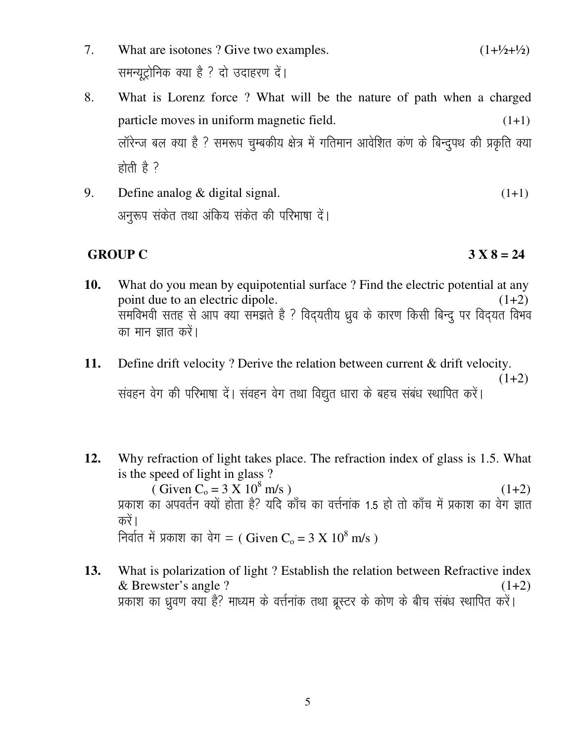7. What are isotones ? Give two examples. (1+½+½)

   समन्यूट्रोनिक क्या है ? दो उदाहरण दें।

8. What is Lorenz force ? What will be the nature of path when a charged particle moves in uniform magnetic field. (1+1)

   लॉरेन्ज बल क्या है ? समरूप चुम्बकीय क्षेत्र में गतिमान आवेशित कंण के बिन्दुपथ की प्रकृति क्या होती है ?

9. Define analog & digital signal. (1+1)

   अनुरूप संकेत तथा अंकिय संकेत की परिभाषा दें।

## GROUP C — 3 X 8 = 24

**10.** What do you mean by equipotential surface ? Find the electric potential at any point due to an electric dipole. (1+2)

समविभवी सतह से आप क्या समझते है ? विद्यतीय ध्रुव के कारण किसी बिन्दु पर विद्यत विभव का मान ज्ञात करें।

**11.** Define drift velocity ? Derive the relation between current & drift velocity. (1+2)

संवहन वेग की परिभाषा दें। संवहन वेग तथा विद्युत धारा के बहच संबंध स्थापित करें।

**12.** Why refraction of light takes place. The refraction index of glass is 1.5. What is the speed of light in glass ?

( Given $C_o = 3 \times 10^8$ m/s ) (1+2)

प्रकाश का अपवर्तन क्यों होता है? यदि काँच का वर्त्तनांक 1.5 हो तो काँच में प्रकाश का वेग ज्ञात करें।

निर्वात में प्रकाश का वेग = ( Given $C_o = 3 \times 10^8$ m/s )

**13.** What is polarization of light ? Establish the relation between Refractive index & Brewster's angle ? (1+2)

प्रकाश का ध्रुवण क्या है? माध्यम के वर्त्तनांक तथा ब्रूस्टर के कोण के बीच संबंध स्थापित करें।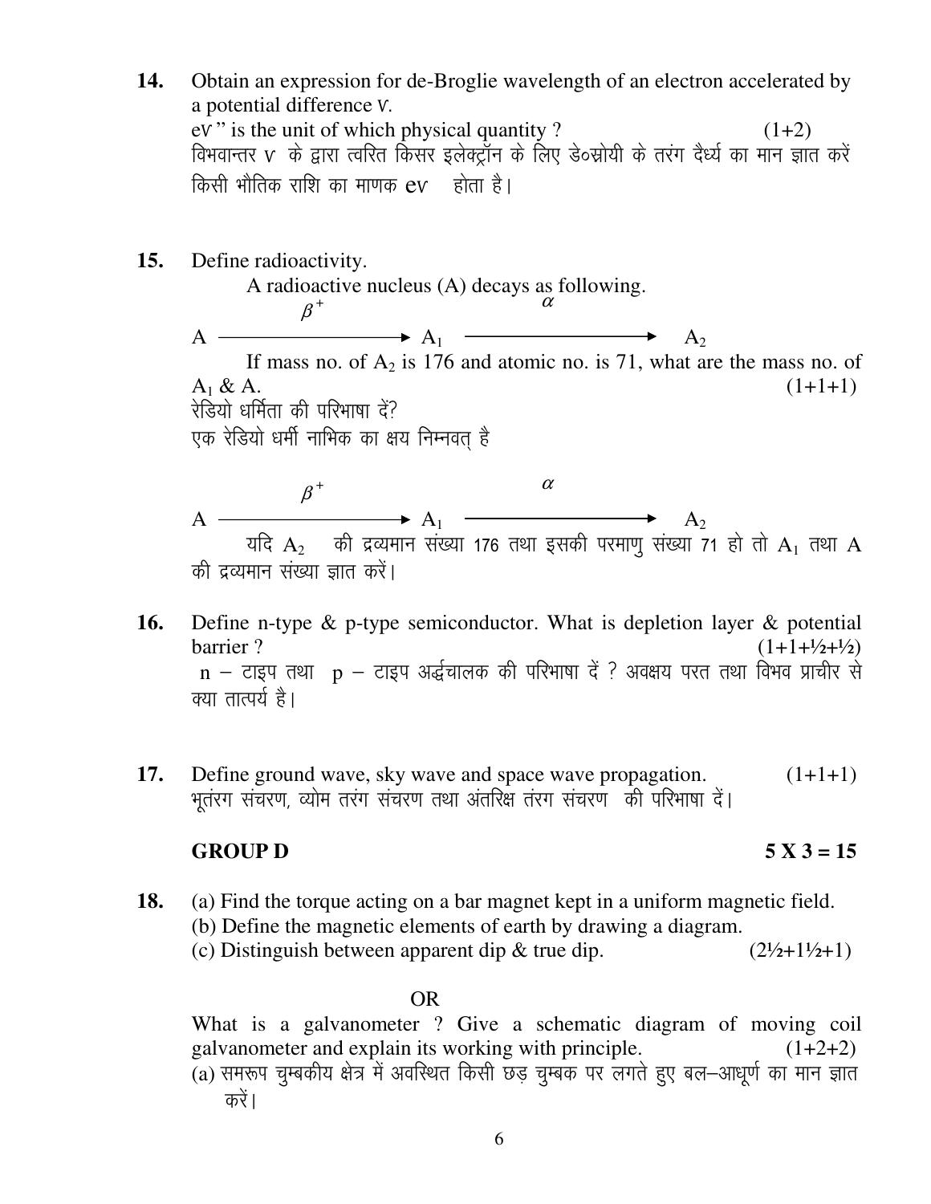**14.** Obtain an expression for de-Broglie wavelength of an electron accelerated by a potential difference V.
eV" is the unit of which physical quantity ? (1+2)
विभवान्तर V के द्वारा त्वरित किसर इलेक्ट्रॉन के लिए डे०ब्रोयी के तरंग दैर्ध्य का मान ज्ञात करें
किसी भौतिक राशि का माणक eV होता है।

**15.** Define radioactivity.
A radioactive nucleus (A) decays as following.

$$A \xrightarrow{\beta^+} A_1 \xrightarrow{\alpha} A_2$$

If mass no. of $A_2$ is 176 and atomic no. is 71, what are the mass no. of $A_1$ & A. (1+1+1)
रेडियो धर्मिता की परिभाषा दें?
एक रेडियो धर्मी नाभिक का क्षय निम्नवत् है

$$A \xrightarrow{\beta^+} A_1 \xrightarrow{\alpha} A_2$$

यदि $A_2$ की द्रव्यमान संख्या 176 तथा इसकी परमाणु संख्या 71 हो तो $A_1$ तथा A की द्रव्यमान संख्या ज्ञात करें।

**16.** Define n-type & p-type semiconductor. What is depletion layer & potential barrier ? (1+1+½+½)
n – टाइप तथा p – टाइप अर्द्धचालक की परिभाषा दें ? अवक्षय परत तथा विभव प्राचीर से क्या तात्पर्य है।

**17.** Define ground wave, sky wave and space wave propagation. (1+1+1)
भूतंरग संचरण, व्योम तरंग संचरण तथा अंतरिक्ष तंरग संचरण की परिभाषा दें।

## GROUP D 5 X 3 = 15

**18.** (a) Find the torque acting on a bar magnet kept in a uniform magnetic field.
(b) Define the magnetic elements of earth by drawing a diagram.
(c) Distinguish between apparent dip & true dip. (2½+1½+1)

OR

What is a galvanometer ? Give a schematic diagram of moving coil galvanometer and explain its working with principle. (1+2+2)

(a) समरूप चुम्बकीय क्षेत्र में अवस्थित किसी छड़ चुम्बक पर लगते हुए बल–आधूर्ण का मान ज्ञात करें।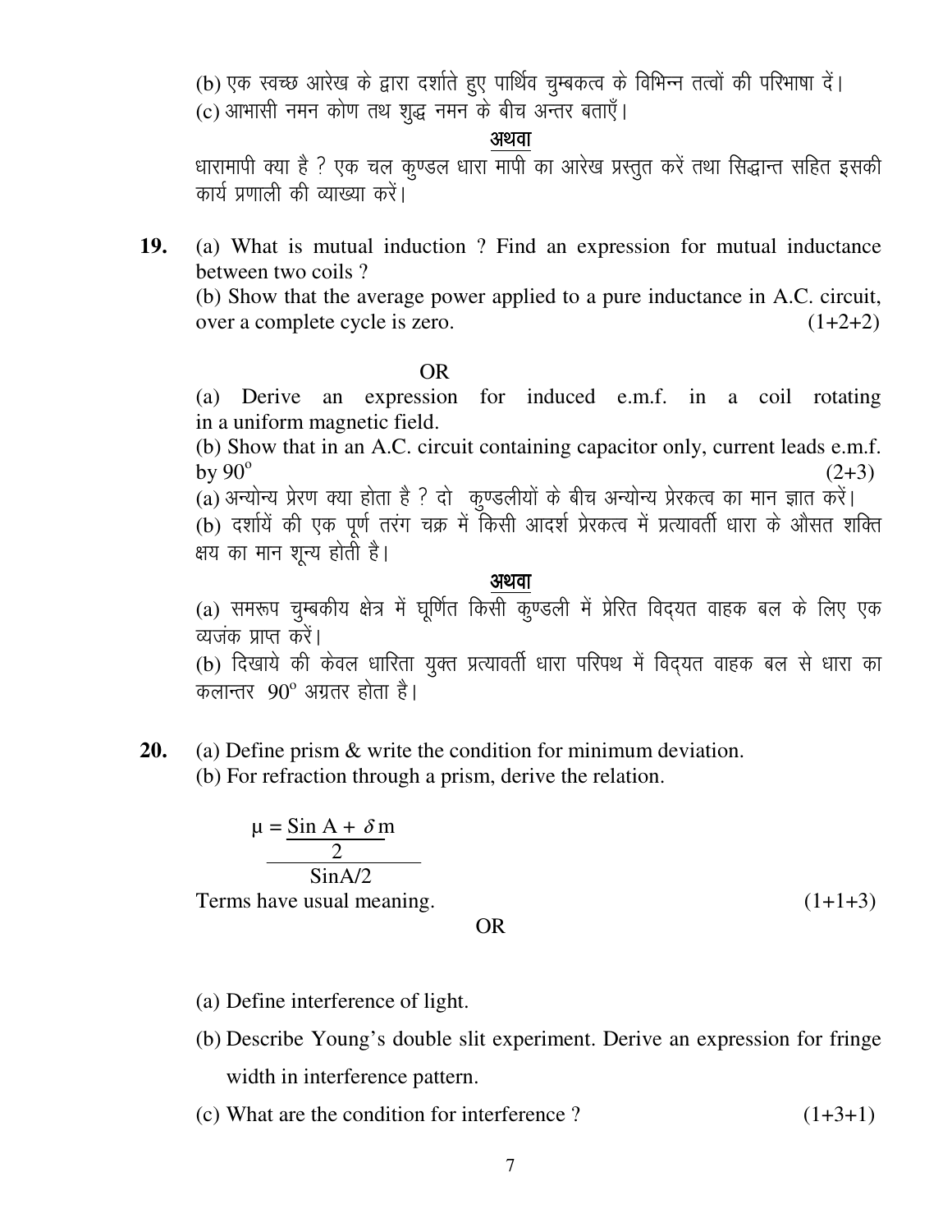(b) एक स्वच्छ आरेख के द्वारा दर्शाते हुए पार्थिव चुम्बकत्व के विभिन्न तत्वों की परिभाषा दें।

(c) आभासी नमन कोण तथा शुद्ध नमन के बीच अन्तर बताएँ।

**अथवा**

धारामापी क्या है ? एक चल कुण्डल धारा मापी का आरेख प्रस्तुत करें तथा सिद्धान्त सहित इसकी कार्य प्रणाली की व्याख्या करें।

**19.** (a) What is mutual induction ? Find an expression for mutual inductance between two coils ?

(b) Show that the average power applied to a pure inductance in A.C. circuit, over a complete cycle is zero. (1+2+2)

OR

(a) Derive an expression for induced e.m.f. in a coil rotating in a uniform magnetic field.

(b) Show that in an A.C. circuit containing capacitor only, current leads e.m.f. by $90^{o}$ (2+3)

(a) अन्योन्य प्रेरण क्या होता है ? दो कुण्डलीयों के बीच अन्योन्य प्रेरकत्व का मान ज्ञात करें।

(b) दर्शायें की एक पूर्ण तरंग चक्र में किसी आदर्श प्रेरकत्व में प्रत्यावर्ती धारा के औसत शक्ति क्षय का मान शून्य होती है।

**अथवा**

(a) समरूप चुम्बकीय क्षेत्र में घूर्णित किसी कुण्डली में प्रेरित विद्यत वाहक बल के लिए एक व्यजंक प्राप्त करें।

(b) दिखाये की केवल धारिता युक्त प्रत्यावर्ती धारा परिपथ में विद्यत वाहक बल से धारा का कलान्तर $90^{o}$ अग्रतर होता है।

**20.** (a) Define prism & write the condition for minimum deviation.

(b) For refraction through a prism, derive the relation.

$$\mu = \frac{\text{Sin}\,\frac{A + \delta m}{2}}{\text{Sin}A/2}$$

Terms have usual meaning. (1+1+3)

OR

(a) Define interference of light.

(b) Describe Young's double slit experiment. Derive an expression for fringe width in interference pattern.

(c) What are the condition for interference ? (1+3+1)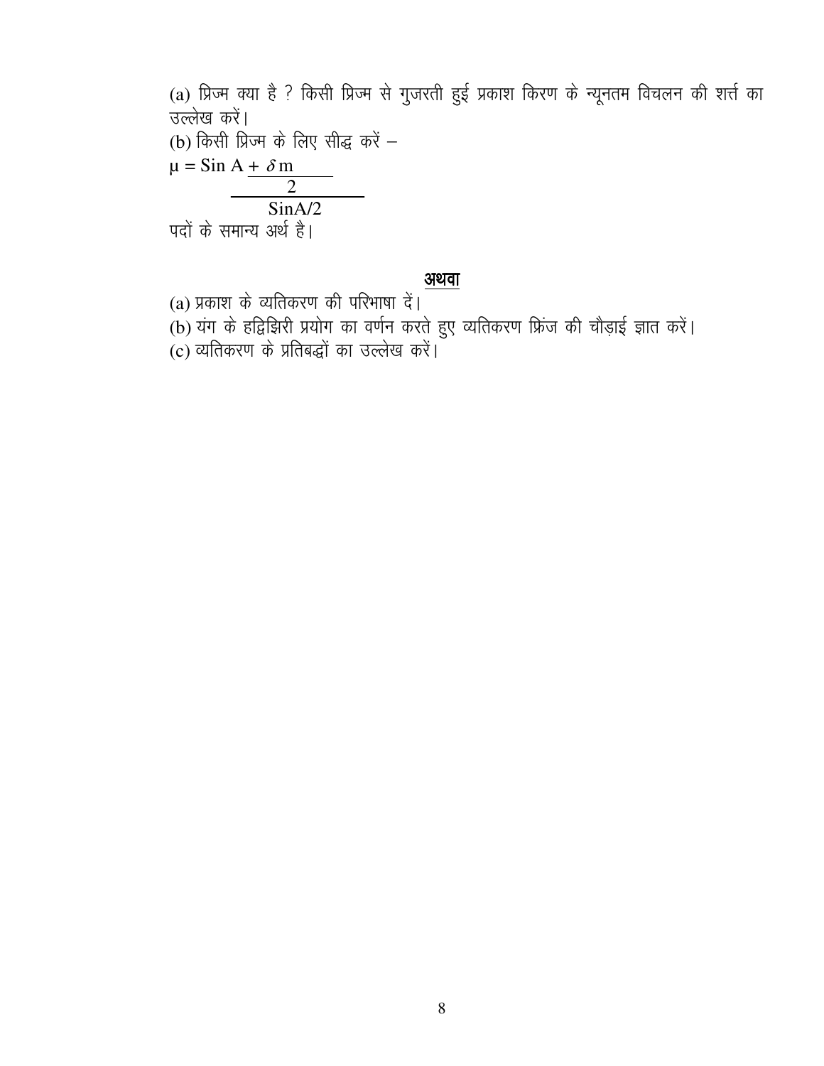(a) प्रिज्म क्या है ? किसी प्रिज्म से गुजरती हुई प्रकाश किरण के न्यूनतम विचलन की शर्त्त का उल्लेख करें।

(b) किसी प्रिज्म के लिए सीद्ध करें –

$$\mu = \frac{\sin \frac{A + \delta m}{2}}{\sin A/2}$$

पदों के समान्य अर्थ है।

**अथवा**

(a) प्रकाश के व्यतिकरण की परिभाषा दें।

(b) यंग के हद्विझिरी प्रयोग का वर्णन करते हुए व्यतिकरण फ्रिंज की चौड़ाई ज्ञात करें।

(c) व्यतिकरण के प्रतिबद्धों का उल्लेख करें।